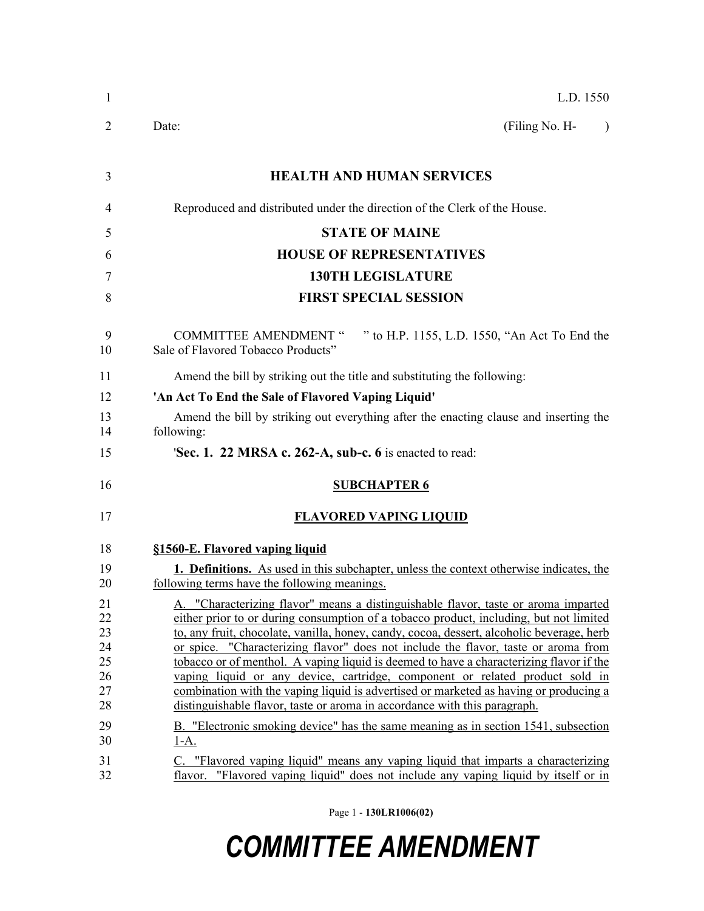L.D. 1550

Date: (Filing No. H- )

**HEALTH AND HUMAN SERVICES**

Reproduced and distributed under the direction of the Clerk of the House.

**STATE OF MAINE**

**HOUSE OF REPRESENTATIVES**

**130TH LEGISLATURE**

**FIRST SPECIAL SESSION**

COMMITTEE AMENDMENT " " to H.P. 1155, L.D. 1550, "An Act To End the Sale of Flavored Tobacco Products"

Amend the bill by striking out the title and substituting the following:

**'An Act To End the Sale of Flavored Vaping Liquid'**

Amend the bill by striking out everything after the enacting clause and inserting the following:

'**Sec. 1. 22 MRSA c. 262-A, sub-c. 6** is enacted to read:

**SUBCHAPTER 6**

**FLAVORED VAPING LIQUID**

**§1560-E. Flavored vaping liquid**

**1. Definitions.** As used in this subchapter, unless the context otherwise indicates, the following terms have the following meanings.

A. "Characterizing flavor" means a distinguishable flavor, taste or aroma imparted either prior to or during consumption of a tobacco product, including, but not limited to, any fruit, chocolate, vanilla, honey, candy, cocoa, dessert, alcoholic beverage, herb or spice. "Characterizing flavor" does not include the flavor, taste or aroma from tobacco or of menthol. A vaping liquid is deemed to have a characterizing flavor if the vaping liquid or any device, cartridge, component or related product sold in combination with the vaping liquid is advertised or marketed as having or producing a distinguishable flavor, taste or aroma in accordance with this paragraph.

B. "Electronic smoking device" has the same meaning as in section 1541, subsection 1-A.

C. "Flavored vaping liquid" means any vaping liquid that imparts a characterizing flavor. "Flavored vaping liquid" does not include any vaping liquid by itself or in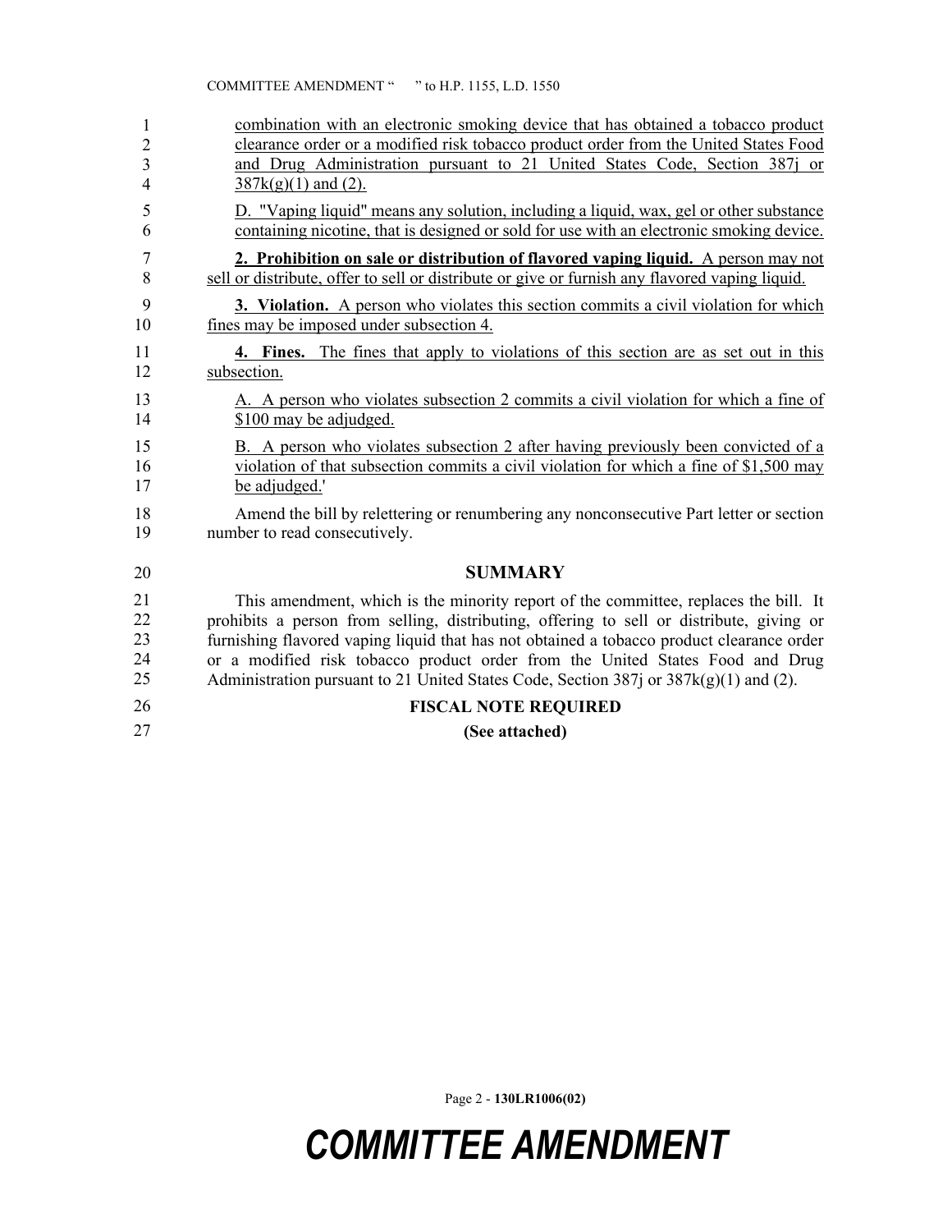combination with an electronic smoking device that has obtained a tobacco product clearance order or a modified risk tobacco product order from the United States Food and Drug Administration pursuant to 21 United States Code, Section 387j or 387k(g)(1) and (2).

D. "Vaping liquid" means any solution, including a liquid, wax, gel or other substance containing nicotine, that is designed or sold for use with an electronic smoking device.

**2. Prohibition on sale or distribution of flavored vaping liquid.** A person may not sell or distribute, offer to sell or distribute or give or furnish any flavored vaping liquid.

**3. Violation.** A person who violates this section commits a civil violation for which fines may be imposed under subsection 4.

**4. Fines.** The fines that apply to violations of this section are as set out in this subsection.

A. A person who violates subsection 2 commits a civil violation for which a fine of $100 may be adjudged.

B. A person who violates subsection 2 after having previously been convicted of a violation of that subsection commits a civil violation for which a fine of $1,500 may be adjudged.'

Amend the bill by relettering or renumbering any nonconsecutive Part letter or section number to read consecutively.

## SUMMARY

This amendment, which is the minority report of the committee, replaces the bill. It prohibits a person from selling, distributing, offering to sell or distribute, giving or furnishing flavored vaping liquid that has not obtained a tobacco product clearance order or a modified risk tobacco product order from the United States Food and Drug Administration pursuant to 21 United States Code, Section 387j or 387k(g)(1) and (2).

**FISCAL NOTE REQUIRED**

**(See attached)**